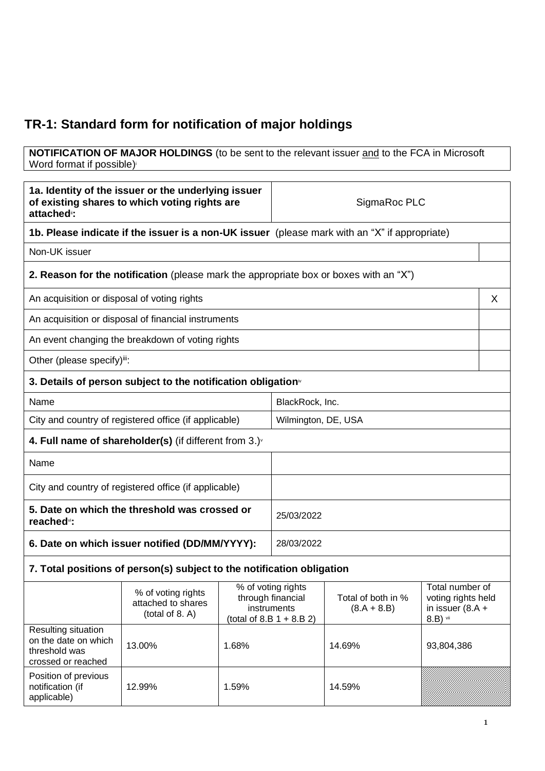# TR-1: Standard form for notification of major holdings

**NOTIFICATION OF MAJOR HOLDINGS** (to be sent to the relevant issuer and to the FCA in Microsoft Word format if possible)[i]

| **1a. Identity of the issuer or the underlying issuer of existing shares to which voting rights are attached[ii]:** | SigmaRoc PLC |
|---|---|

**1b. Please indicate if the issuer is a non-UK issuer** (please mark with an "X" if appropriate)

| Non-UK issuer | |
|---|---|

**2. Reason for the notification** (please mark the appropriate box or boxes with an "X")

| | |
|---|---|
| An acquisition or disposal of voting rights | X |
| An acquisition or disposal of financial instruments | |
| An event changing the breakdown of voting rights | |
| Other (please specify)[iii]: | |

**3. Details of person subject to the notification obligation[iv]**

| | |
|---|---|
| Name | BlackRock, Inc. |
| City and country of registered office (if applicable) | Wilmington, DE, USA |

**4. Full name of shareholder(s)** (if different from 3.)[v]

| | |
|---|---|
| Name | |
| City and country of registered office (if applicable) | |

| | |
|---|---|
| **5. Date on which the threshold was crossed or reached[vi]:** | 25/03/2022 |
| **6. Date on which issuer notified (DD/MM/YYYY):** | 28/03/2022 |

**7. Total positions of person(s) subject to the notification obligation**

| | % of voting rights attached to shares (total of 8. A) | % of voting rights through financial instruments (total of 8.B 1 + 8.B 2) | Total of both in % (8.A + 8.B) | Total number of voting rights held in issuer (8.A + 8.B) [vii] |
|---|---|---|---|---|
| Resulting situation on the date on which threshold was crossed or reached | 13.00% | 1.68% | 14.69% | 93,804,386 |
| Position of previous notification (if applicable) | 12.99% | 1.59% | 14.59% | |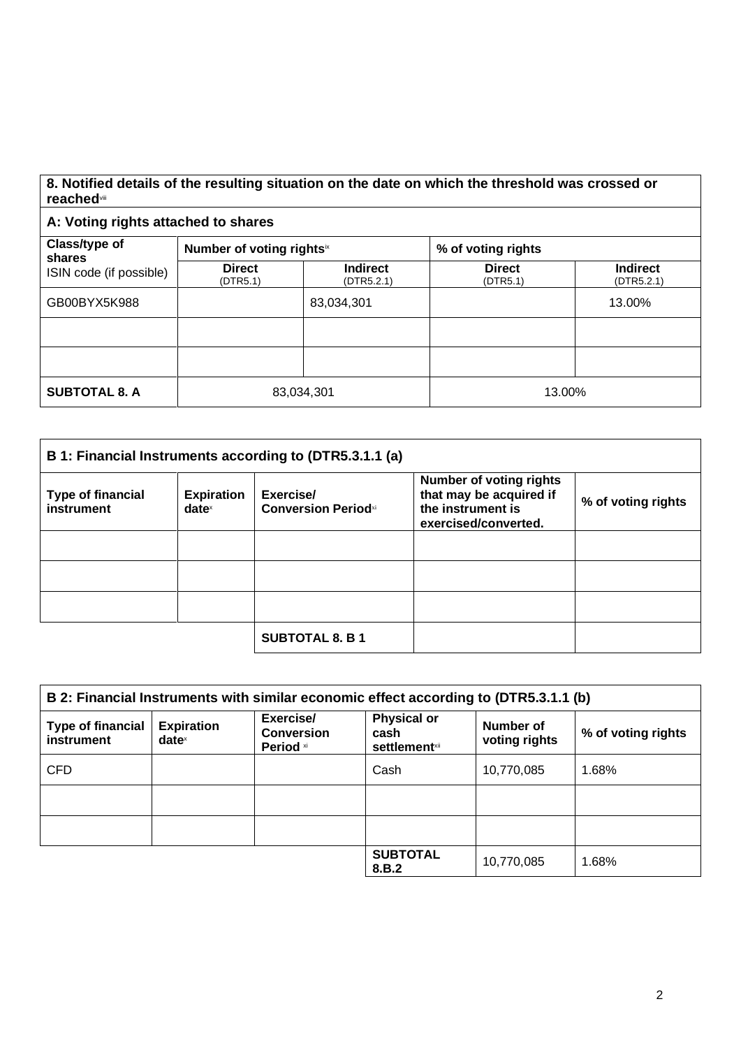## 8. Notified details of the resulting situation on the date on which the threshold was crossed or reached[viii]

### A: Voting rights attached to shares

| Class/type of shares ISIN code (if possible) | Number of voting rights[ix] | | % of voting rights | |
|---|---|---|---|---|
| | **Direct** (DTR5.1) | **Indirect** (DTR5.2.1) | **Direct** (DTR5.1) | **Indirect** (DTR5.2.1) |
| GB00BYX5K988 | | 83,034,301 | | 13.00% |
| | | | | |
| | | | | |
| **SUBTOTAL 8. A** | 83,034,301 | | 13.00% | |

### B 1: Financial Instruments according to (DTR5.3.1.1 (a)

| Type of financial instrument | Expiration date[x] | Exercise/ Conversion Period[xi] | Number of voting rights that may be acquired if the instrument is exercised/converted. | % of voting rights |
|---|---|---|---|---|
| | | | | |
| | | | | |
| | | | | |
| | | **SUBTOTAL 8. B 1** | | |

### B 2: Financial Instruments with similar economic effect according to (DTR5.3.1.1 (b)

| Type of financial instrument | Expiration date[x] | Exercise/ Conversion Period [xi] | Physical or cash settlement[xii] | Number of voting rights | % of voting rights |
|---|---|---|---|---|---|
| CFD | | | Cash | 10,770,085 | 1.68% |
| | | | | | |
| | | | | | |
| | | | **SUBTOTAL 8.B.2** | 10,770,085 | 1.68% |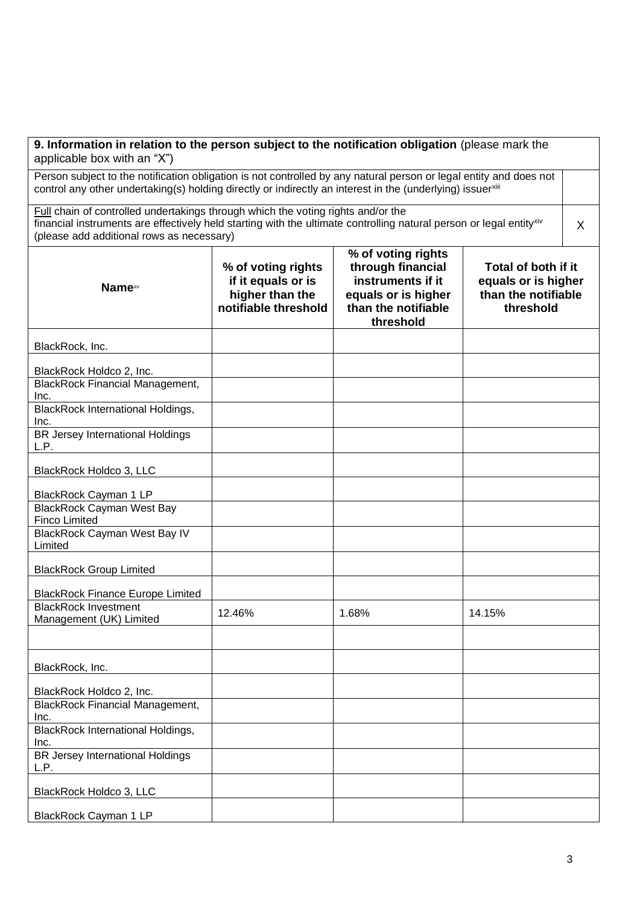| **9. Information in relation to the person subject to the notification obligation** (please mark the applicable box with an "X") | | | | |
|---|---|---|---|---|
| Person subject to the notification obligation is not controlled by any natural person or legal entity and does not control any other undertaking(s) holding directly or indirectly an interest in the (underlying) issuer[xiii] | | | | |
| Full chain of controlled undertakings through which the voting rights and/or the financial instruments are effectively held starting with the ultimate controlling natural person or legal entity[xiv] (please add additional rows as necessary) | | | | X |

| **Name**[xv] | **% of voting rights if it equals or is higher than the notifiable threshold** | **% of voting rights through financial instruments if it equals or is higher than the notifiable threshold** | **Total of both if it equals or is higher than the notifiable threshold** |
|---|---|---|---|
| BlackRock, Inc. | | | |
| BlackRock Holdco 2, Inc. | | | |
| BlackRock Financial Management, Inc. | | | |
| BlackRock International Holdings, Inc. | | | |
| BR Jersey International Holdings L.P. | | | |
| BlackRock Holdco 3, LLC | | | |
| BlackRock Cayman 1 LP | | | |
| BlackRock Cayman West Bay Finco Limited | | | |
| BlackRock Cayman West Bay IV Limited | | | |
| BlackRock Group Limited | | | |
| BlackRock Finance Europe Limited | | | |
| BlackRock Investment Management (UK) Limited | 12.46% | 1.68% | 14.15% |
| | | | |
| BlackRock, Inc. | | | |
| BlackRock Holdco 2, Inc. | | | |
| BlackRock Financial Management, Inc. | | | |
| BlackRock International Holdings, Inc. | | | |
| BR Jersey International Holdings L.P. | | | |
| BlackRock Holdco 3, LLC | | | |
| BlackRock Cayman 1 LP | | | |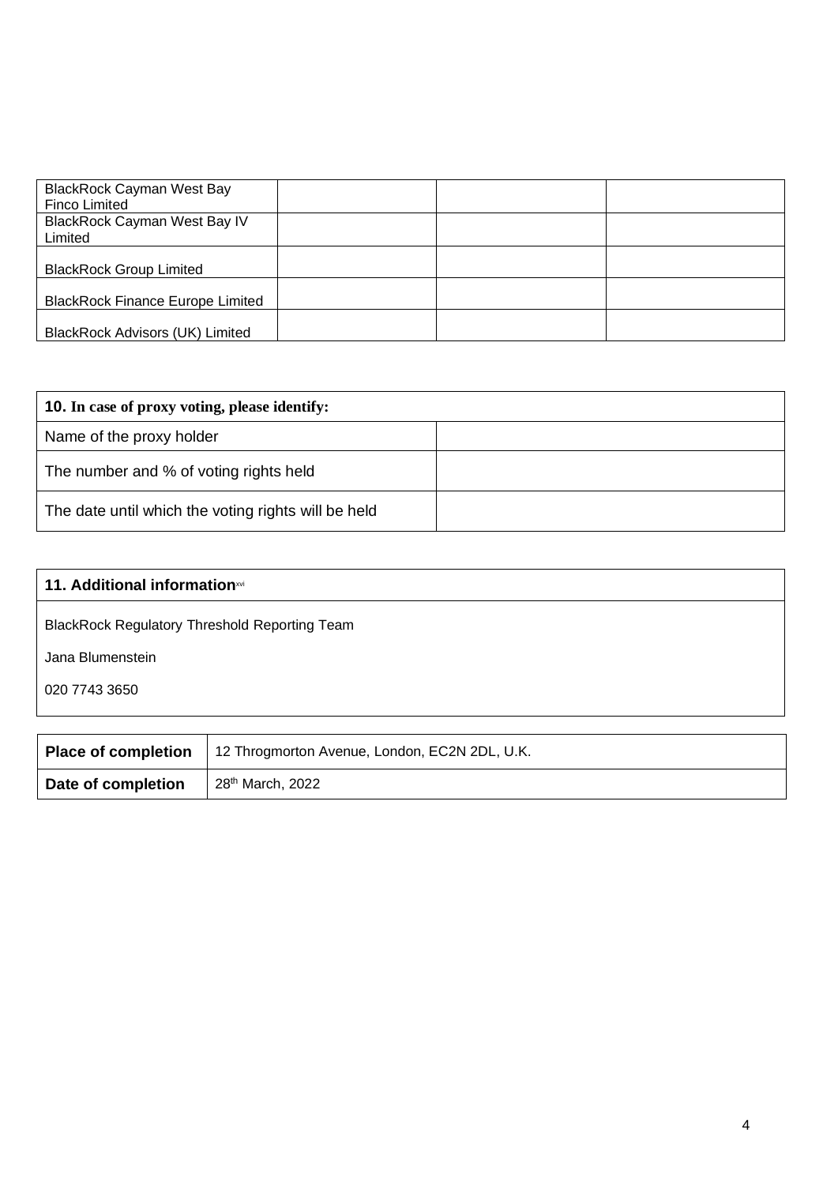| | | | |
|---|---|---|---|
| BlackRock Cayman West Bay Finco Limited | | | |
| BlackRock Cayman West Bay IV Limited | | | |
| BlackRock Group Limited | | | |
| BlackRock Finance Europe Limited | | | |
| BlackRock Advisors (UK) Limited | | | |

| **10. In case of proxy voting, please identify:** | |
|---|---|
| Name of the proxy holder | |
| The number and % of voting rights held | |
| The date until which the voting rights will be held | |

**11. Additional information**[xvi]

BlackRock Regulatory Threshold Reporting Team

Jana Blumenstein

020 7743 3650

| | |
|---|---|
| **Place of completion** | 12 Throgmorton Avenue, London, EC2N 2DL, U.K. |
| **Date of completion** | 28th March, 2022 |